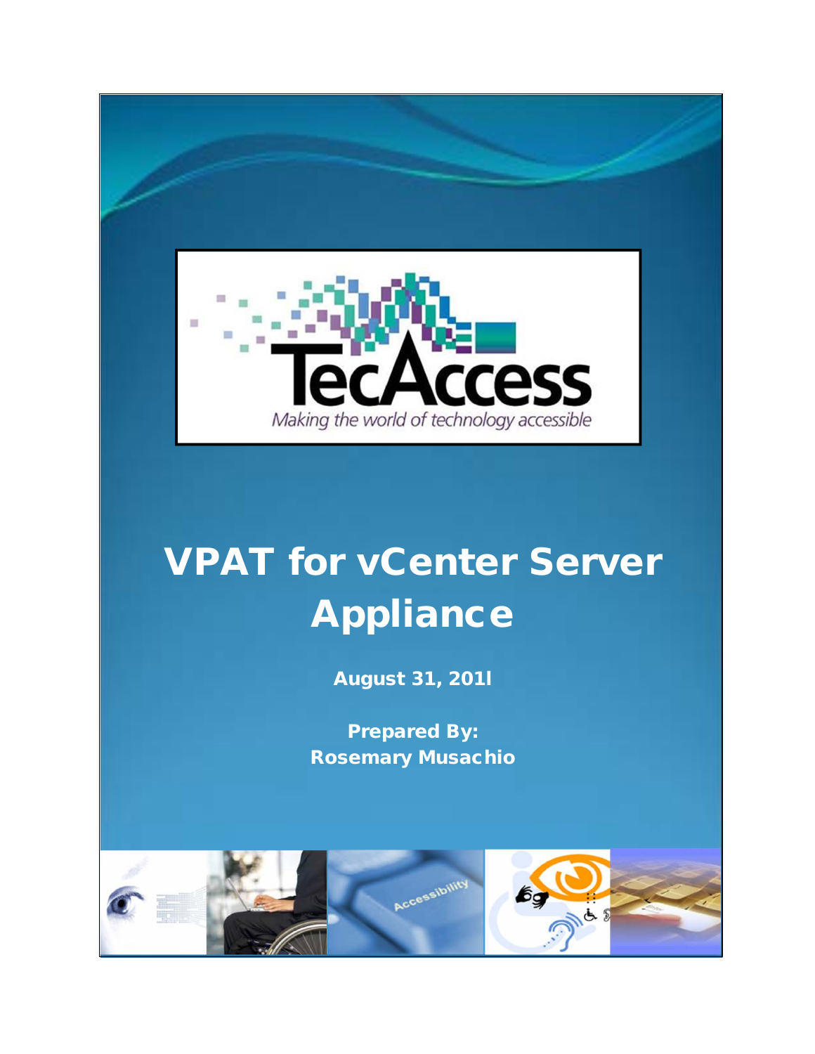TecAccess

*Making the world of technology accessible*

# VPAT for vCenter Server Appliance

**August 31, 201l**

**Prepared By:**
**Rosemary Musachio**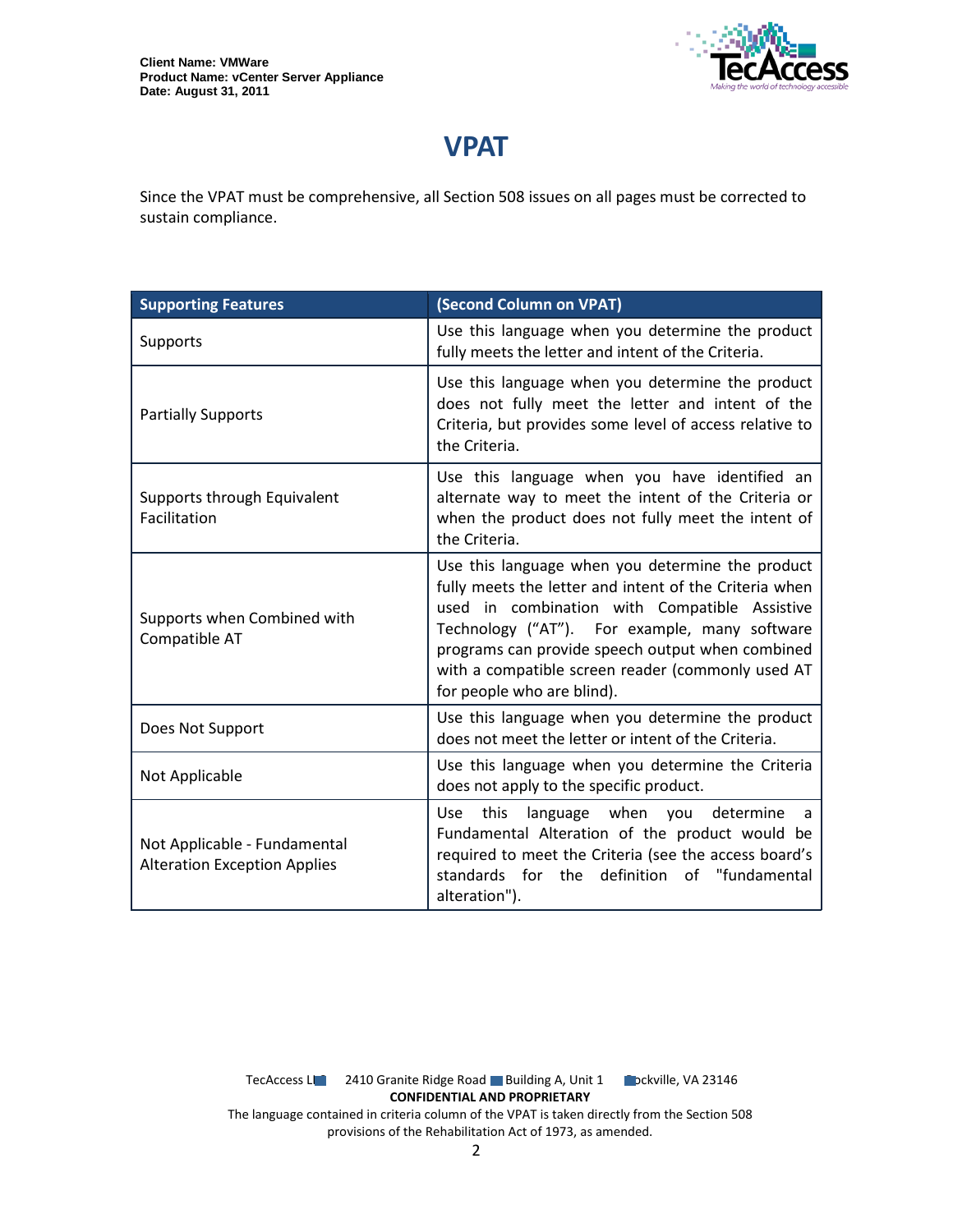# VPAT

Since the VPAT must be comprehensive, all Section 508 issues on all pages must be corrected to sustain compliance.

| Supporting Features | (Second Column on VPAT) |
|---|---|
| Supports | Use this language when you determine the product fully meets the letter and intent of the Criteria. |
| Partially Supports | Use this language when you determine the product does not fully meet the letter and intent of the Criteria, but provides some level of access relative to the Criteria. |
| Supports through Equivalent Facilitation | Use this language when you have identified an alternate way to meet the intent of the Criteria or when the product does not fully meet the intent of the Criteria. |
| Supports when Combined with Compatible AT | Use this language when you determine the product fully meets the letter and intent of the Criteria when used in combination with Compatible Assistive Technology ("AT"). For example, many software programs can provide speech output when combined with a compatible screen reader (commonly used AT for people who are blind). |
| Does Not Support | Use this language when you determine the product does not meet the letter or intent of the Criteria. |
| Not Applicable | Use this language when you determine the Criteria does not apply to the specific product. |
| Not Applicable - Fundamental Alteration Exception Applies | Use this language when you determine a Fundamental Alteration of the product would be required to meet the Criteria (see the access board's standards for the definition of "fundamental alteration"). |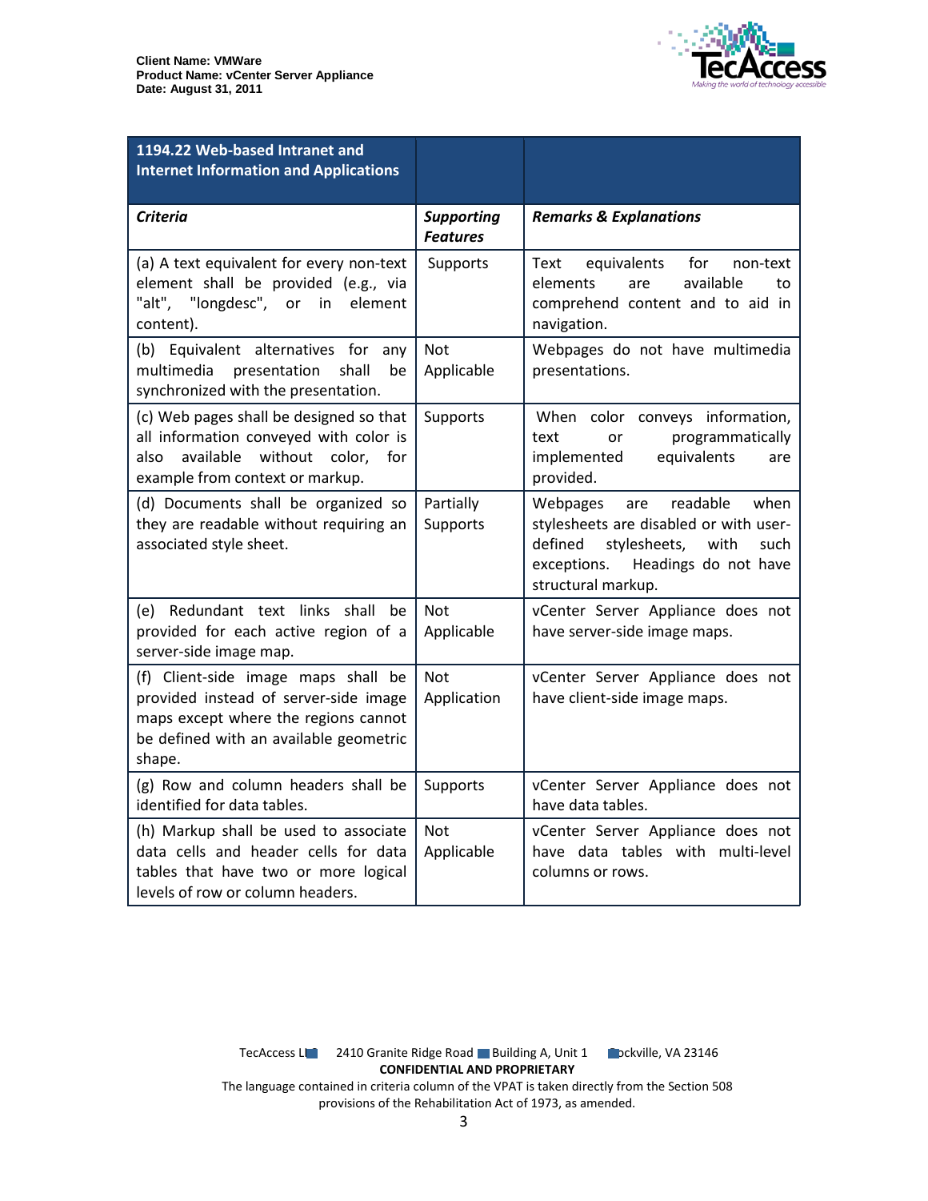| 1194.22 Web-based Intranet and Internet Information and Applications | | |
|---|---|---|
| ***Criteria*** | ***Supporting Features*** | ***Remarks & Explanations*** |
| (a) A text equivalent for every non-text element shall be provided (e.g., via "alt", "longdesc", or in element content). | Supports | Text equivalents for non-text elements are available to comprehend content and to aid in navigation. |
| (b) Equivalent alternatives for any multimedia presentation shall be synchronized with the presentation. | Not Applicable | Webpages do not have multimedia presentations. |
| (c) Web pages shall be designed so that all information conveyed with color is also available without color, for example from context or markup. | Supports | When color conveys information, text or programmatically implemented equivalents are provided. |
| (d) Documents shall be organized so they are readable without requiring an associated style sheet. | Partially Supports | Webpages are readable when stylesheets are disabled or with user-defined stylesheets, with such exceptions. Headings do not have structural markup. |
| (e) Redundant text links shall be provided for each active region of a server-side image map. | Not Applicable | vCenter Server Appliance does not have server-side image maps. |
| (f) Client-side image maps shall be provided instead of server-side image maps except where the regions cannot be defined with an available geometric shape. | Not Application | vCenter Server Appliance does not have client-side image maps. |
| (g) Row and column headers shall be identified for data tables. | Supports | vCenter Server Appliance does not have data tables. |
| (h) Markup shall be used to associate data cells and header cells for data tables that have two or more logical levels of row or column headers. | Not Applicable | vCenter Server Appliance does not have data tables with multi-level columns or rows. |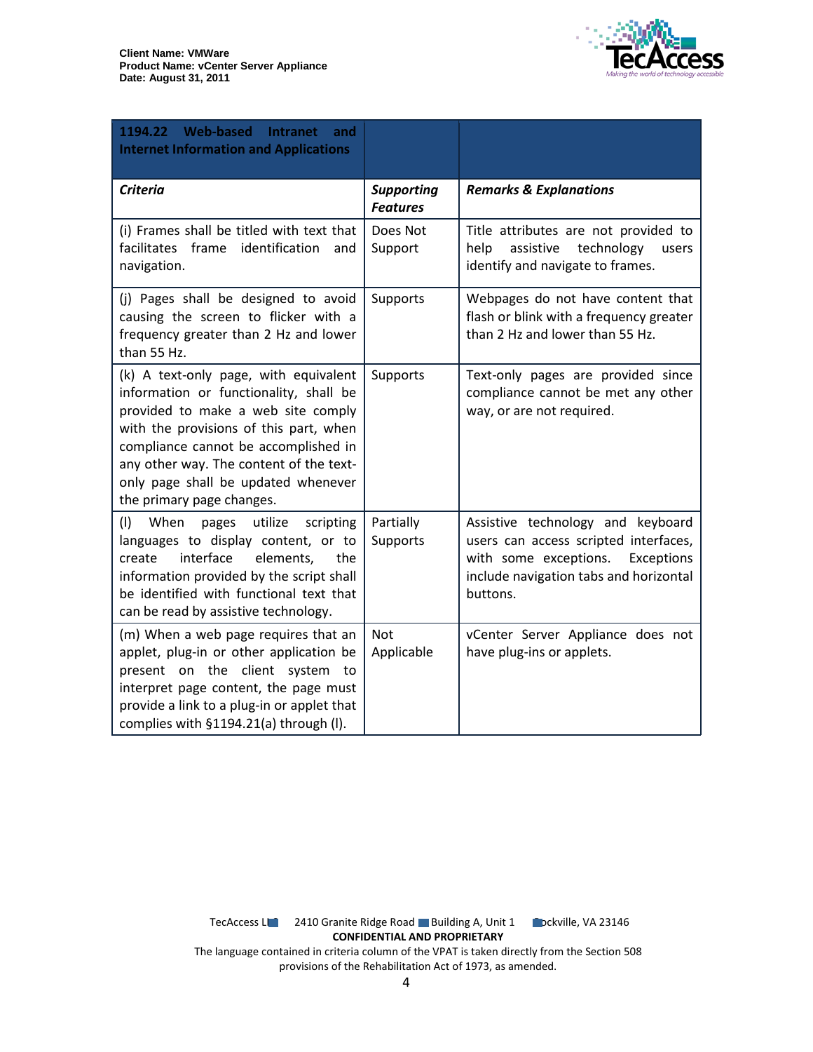| 1194.22 Web-based Intranet and Internet Information and Applications | | |
|---|---|---|
| ***Criteria*** | ***Supporting Features*** | ***Remarks & Explanations*** |
| (i) Frames shall be titled with text that facilitates frame identification and navigation. | Does Not Support | Title attributes are not provided to help assistive technology users identify and navigate to frames. |
| (j) Pages shall be designed to avoid causing the screen to flicker with a frequency greater than 2 Hz and lower than 55 Hz. | Supports | Webpages do not have content that flash or blink with a frequency greater than 2 Hz and lower than 55 Hz. |
| (k) A text-only page, with equivalent information or functionality, shall be provided to make a web site comply with the provisions of this part, when compliance cannot be accomplished in any other way. The content of the text-only page shall be updated whenever the primary page changes. | Supports | Text-only pages are provided since compliance cannot be met any other way, or are not required. |
| (l) When pages utilize scripting languages to display content, or to create interface elements, the information provided by the script shall be identified with functional text that can be read by assistive technology. | Partially Supports | Assistive technology and keyboard users can access scripted interfaces, with some exceptions. Exceptions include navigation tabs and horizontal buttons. |
| (m) When a web page requires that an applet, plug-in or other application be present on the client system to interpret page content, the page must provide a link to a plug-in or applet that complies with §1194.21(a) through (l). | Not Applicable | vCenter Server Appliance does not have plug-ins or applets. |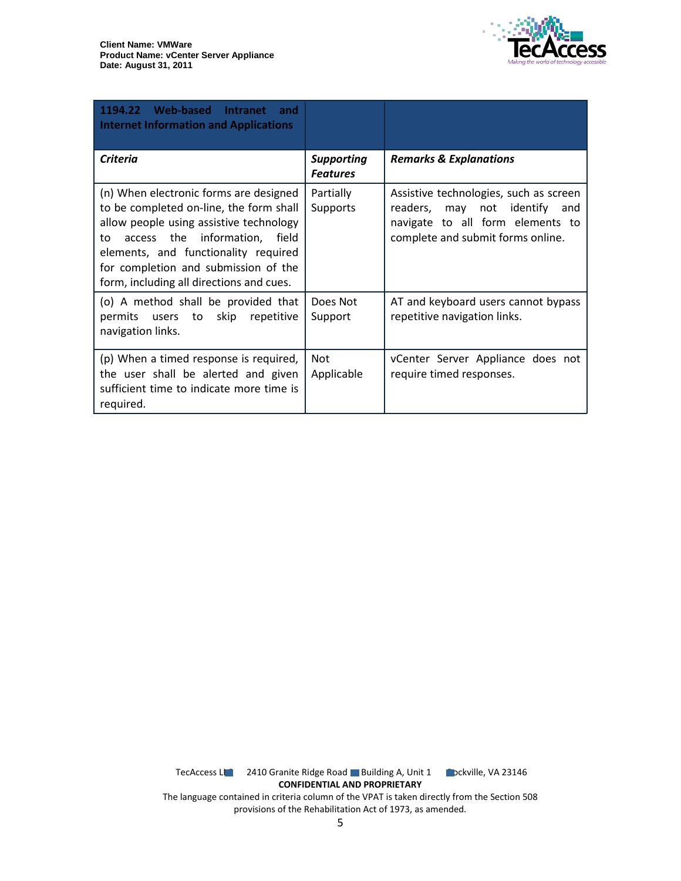| 1194.22 Web-based Intranet and Internet Information and Applications | | |
|---|---|---|
| ***Criteria*** | ***Supporting Features*** | ***Remarks & Explanations*** |
| (n) When electronic forms are designed to be completed on-line, the form shall allow people using assistive technology to access the information, field elements, and functionality required for completion and submission of the form, including all directions and cues. | Partially Supports | Assistive technologies, such as screen readers, may not identify and navigate to all form elements to complete and submit forms online. |
| (o) A method shall be provided that permits users to skip repetitive navigation links. | Does Not Support | AT and keyboard users cannot bypass repetitive navigation links. |
| (p) When a timed response is required, the user shall be alerted and given sufficient time to indicate more time is required. | Not Applicable | vCenter Server Appliance does not require timed responses. |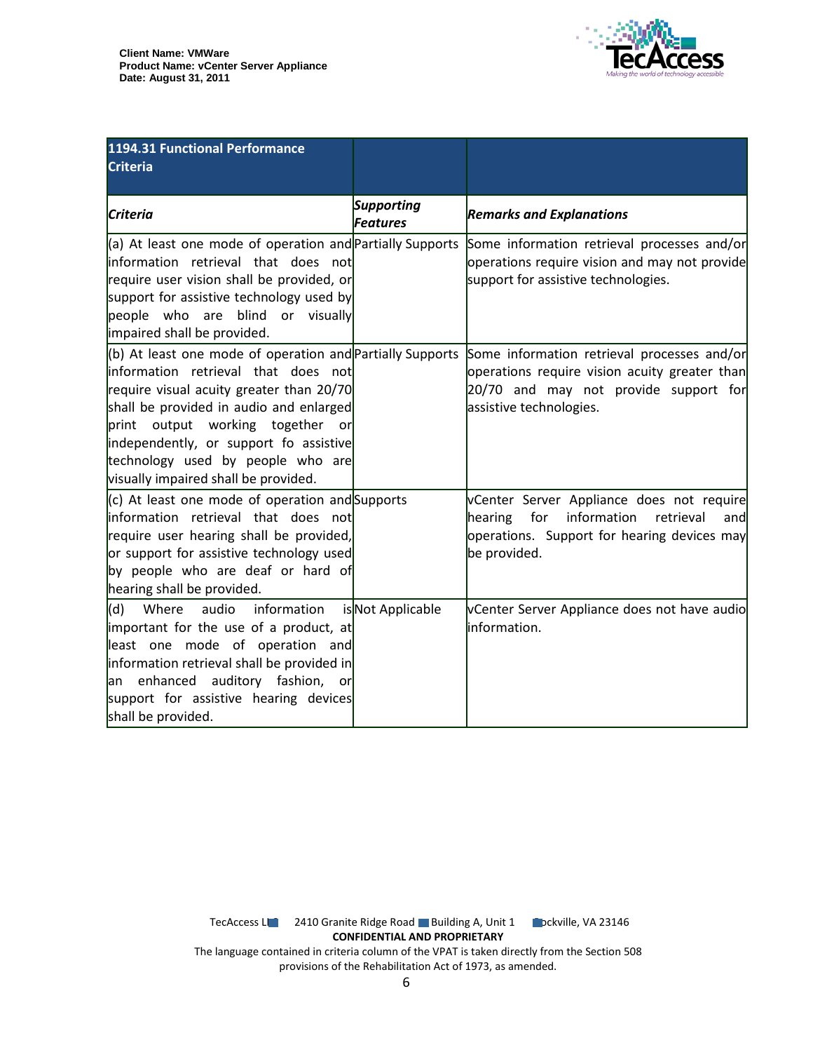| 1194.31 Functional Performance Criteria | | |
|---|---|---|
| ***Criteria*** | ***Supporting Features*** | ***Remarks and Explanations*** |
| (a) At least one mode of operation and information retrieval that does not require user vision shall be provided, or support for assistive technology used by people who are blind or visually impaired shall be provided. | Partially Supports | Some information retrieval processes and/or operations require vision and may not provide support for assistive technologies. |
| (b) At least one mode of operation and information retrieval that does not require visual acuity greater than 20/70 shall be provided in audio and enlarged print output working together or independently, or support fo assistive technology used by people who are visually impaired shall be provided. | Partially Supports | Some information retrieval processes and/or operations require vision acuity greater than 20/70 and may not provide support for assistive technologies. |
| (c) At least one mode of operation and information retrieval that does not require user hearing shall be provided, or support for assistive technology used by people who are deaf or hard of hearing shall be provided. | Supports | vCenter Server Appliance does not require hearing for information retrieval and operations. Support for hearing devices may be provided. |
| (d) Where audio information is important for the use of a product, at least one mode of operation and information retrieval shall be provided in an enhanced auditory fashion, or support for assistive hearing devices shall be provided. | Not Applicable | vCenter Server Appliance does not have audio information. |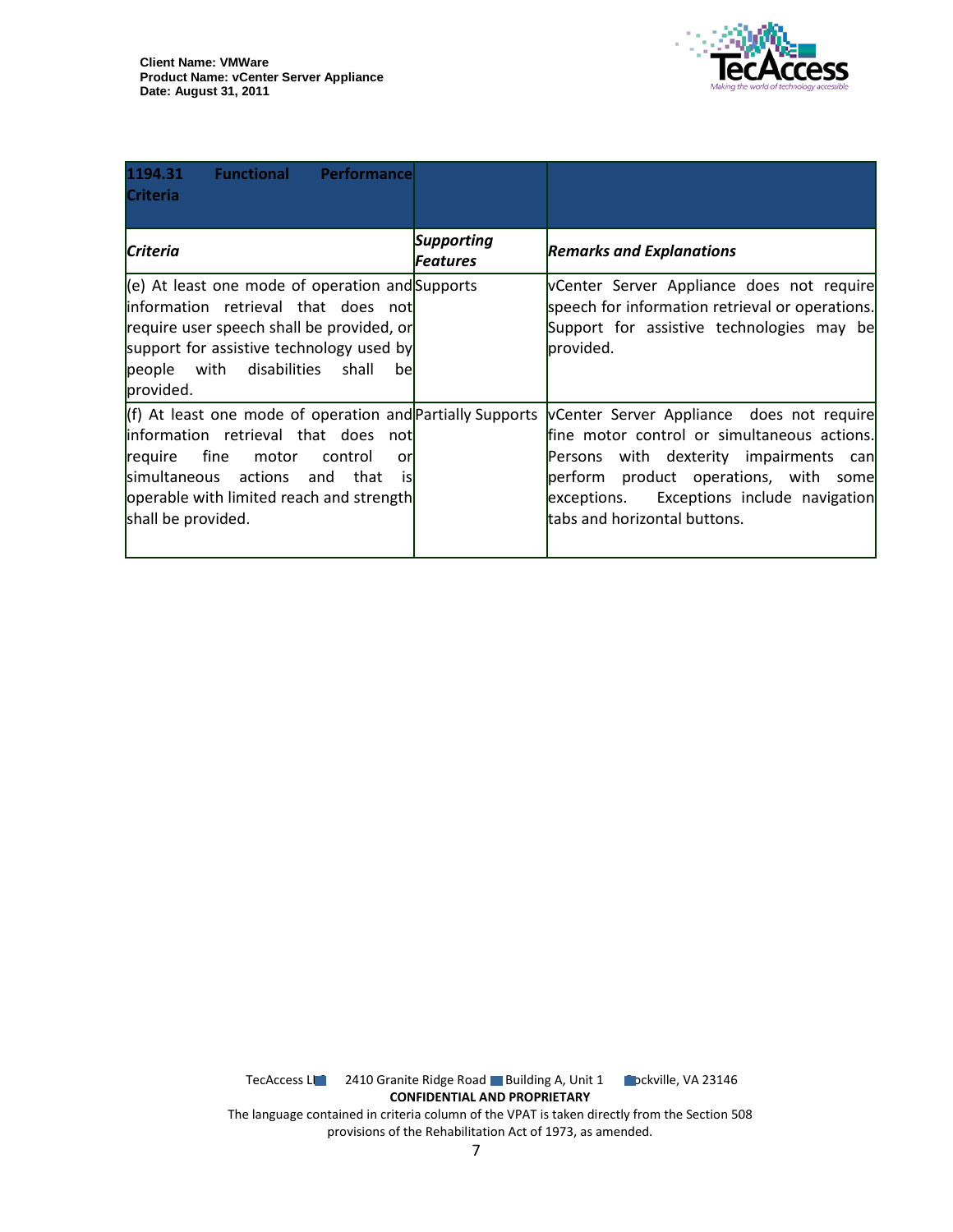| 1194.31 Functional Performance Criteria | | |
|---|---|---|
| ***Criteria*** | ***Supporting Features*** | ***Remarks and Explanations*** |
| (e) At least one mode of operation and information retrieval that does not require user speech shall be provided, or support for assistive technology used by people with disabilities shall be provided. | Supports | vCenter Server Appliance does not require speech for information retrieval or operations. Support for assistive technologies may be provided. |
| (f) At least one mode of operation and information retrieval that does not require fine motor control or simultaneous actions and that is operable with limited reach and strength shall be provided. | Partially Supports | vCenter Server Appliance does not require fine motor control or simultaneous actions. Persons with dexterity impairments can perform product operations, with some exceptions. Exceptions include navigation tabs and horizontal buttons. |

TecAccess LLC 2410 Granite Ridge Road Building A, Unit 1 Rockville, VA 23146

**CONFIDENTIAL AND PROPRIETARY**

The language contained in criteria column of the VPAT is taken directly from the Section 508 provisions of the Rehabilitation Act of 1973, as amended.